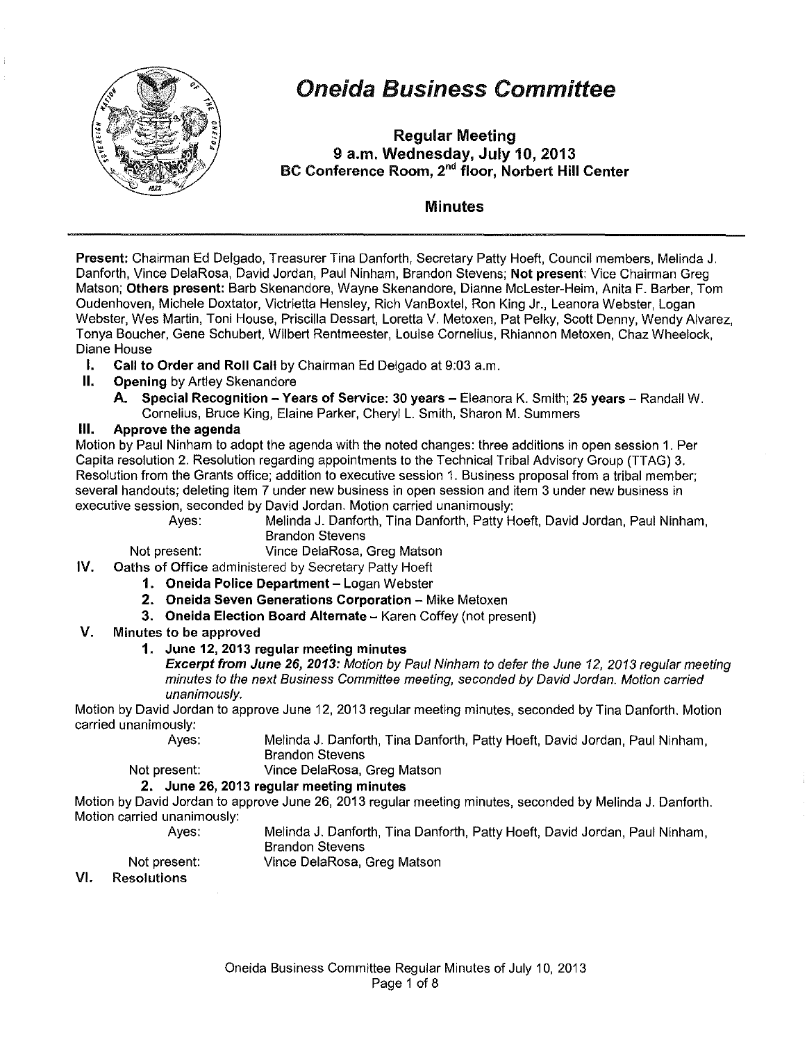# Oneida Business Committee

**Regular Meeting**
**9 a.m. Wednesday, July 10, 2013**
**BC Conference Room, 2nd floor, Norbert Hill Center**

## Minutes

**Present:** Chairman Ed Delgado, Treasurer Tina Danforth, Secretary Patty Hoeft, Council members, Melinda J. Danforth, Vince DelaRosa, David Jordan, Paul Ninham, Brandon Stevens; **Not present**: Vice Chairman Greg Matson; **Others present:** Barb Skenandore, Wayne Skenandore, Dianne McLester-Heim, Anita F. Barber, Tom Oudenhoven, Michele Doxtator, Victrietta Hensley, Rich VanBoxtel, Ron King Jr., Leanora Webster, Logan Webster, Wes Martin, Toni House, Priscilla Dessart, Loretta V. Metoxen, Pat Pelky, Scott Denny, Wendy Alvarez, Tonya Boucher, Gene Schubert, Wilbert Rentmeester, Louise Cornelius, Rhiannon Metoxen, Chaz Wheelock, Diane House

**I. Call to Order and Roll Call** by Chairman Ed Delgado at 9:03 a.m.

**II. Opening** by Artley Skenandore

**A. Special Recognition – Years of Service: 30 years** – Eleanora K. Smith; **25 years** – Randall W. Cornelius, Bruce King, Elaine Parker, Cheryl L. Smith, Sharon M. Summers

**III. Approve the agenda**

Motion by Paul Ninham to adopt the agenda with the noted changes: three additions in open session 1. Per Capita resolution 2. Resolution regarding appointments to the Technical Tribal Advisory Group (TTAG) 3. Resolution from the Grants office; addition to executive session 1. Business proposal from a tribal member; several handouts; deleting item 7 under new business in open session and item 3 under new business in executive session, seconded by David Jordan. Motion carried unanimously:

Ayes: Melinda J. Danforth, Tina Danforth, Patty Hoeft, David Jordan, Paul Ninham, Brandon Stevens
Not present: Vince DelaRosa, Greg Matson

**IV. Oaths of Office** administered by Secretary Patty Hoeft

1. **Oneida Police Department** – Logan Webster
2. **Oneida Seven Generations Corporation** – Mike Metoxen
3. **Oneida Election Board Alternate** – Karen Coffey (not present)

**V. Minutes to be approved**

**1. June 12, 2013 regular meeting minutes**

***Excerpt from June 26, 2013:*** *Motion by Paul Ninham to defer the June 12, 2013 regular meeting minutes to the next Business Committee meeting, seconded by David Jordan. Motion carried unanimously.*

Motion by David Jordan to approve June 12, 2013 regular meeting minutes, seconded by Tina Danforth. Motion carried unanimously:

Ayes: Melinda J. Danforth, Tina Danforth, Patty Hoeft, David Jordan, Paul Ninham, Brandon Stevens
Not present: Vince DelaRosa, Greg Matson

**2. June 26, 2013 regular meeting minutes**

Motion by David Jordan to approve June 26, 2013 regular meeting minutes, seconded by Melinda J. Danforth. Motion carried unanimously:

Ayes: Melinda J. Danforth, Tina Danforth, Patty Hoeft, David Jordan, Paul Ninham, Brandon Stevens
Not present: Vince DelaRosa, Greg Matson

**VI. Resolutions**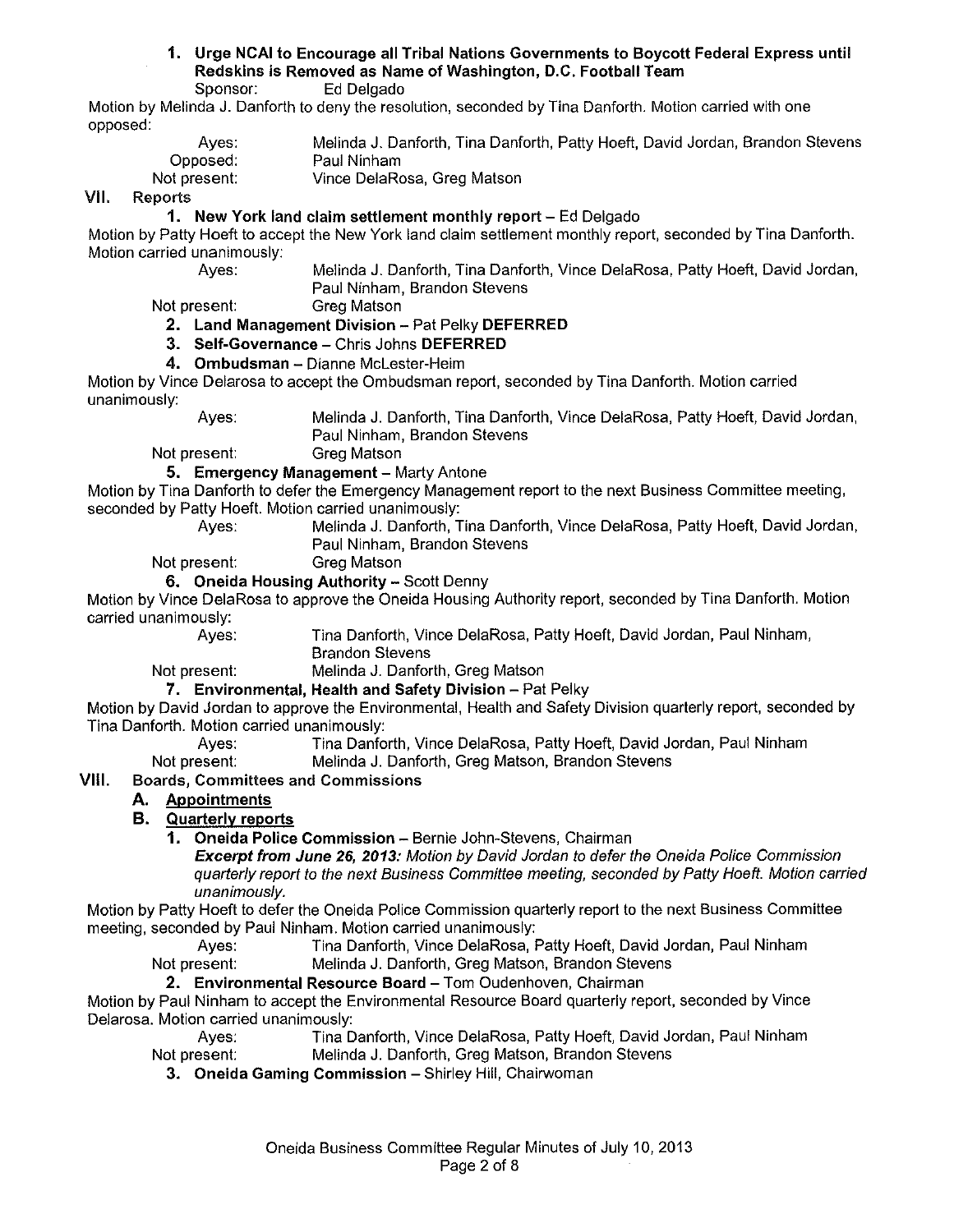1. **Urge NCAI to Encourage all Tribal Nations Governments to Boycott Federal Express until Redskins is Removed as Name of Washington, D.C. Football Team**
   Sponsor: Ed Delgado

Motion by Melinda J. Danforth to deny the resolution, seconded by Tina Danforth. Motion carried with one opposed:

Ayes: Melinda J. Danforth, Tina Danforth, Patty Hoeft, David Jordan, Brandon Stevens
Opposed: Paul Ninham
Not present: Vince DelaRosa, Greg Matson

## VII. Reports

1. **New York land claim settlement monthly report** – Ed Delgado

Motion by Patty Hoeft to accept the New York land claim settlement monthly report, seconded by Tina Danforth. Motion carried unanimously:

Ayes: Melinda J. Danforth, Tina Danforth, Vince DelaRosa, Patty Hoeft, David Jordan, Paul Ninham, Brandon Stevens
Not present: Greg Matson

2. **Land Management Division** – Pat Pelky **DEFERRED**
3. **Self-Governance** – Chris Johns **DEFERRED**
4. **Ombudsman** – Dianne McLester-Heim

Motion by Vince Delarosa to accept the Ombudsman report, seconded by Tina Danforth. Motion carried unanimously:

Ayes: Melinda J. Danforth, Tina Danforth, Vince DelaRosa, Patty Hoeft, David Jordan, Paul Ninham, Brandon Stevens
Not present: Greg Matson

5. **Emergency Management** – Marty Antone

Motion by Tina Danforth to defer the Emergency Management report to the next Business Committee meeting, seconded by Patty Hoeft. Motion carried unanimously:

Ayes: Melinda J. Danforth, Tina Danforth, Vince DelaRosa, Patty Hoeft, David Jordan, Paul Ninham, Brandon Stevens
Not present: Greg Matson

6. **Oneida Housing Authority** – Scott Denny

Motion by Vince DelaRosa to approve the Oneida Housing Authority report, seconded by Tina Danforth. Motion carried unanimously:

Ayes: Tina Danforth, Vince DelaRosa, Patty Hoeft, David Jordan, Paul Ninham, Brandon Stevens
Not present: Melinda J. Danforth, Greg Matson

7. **Environmental, Health and Safety Division** – Pat Pelky

Motion by David Jordan to approve the Environmental, Health and Safety Division quarterly report, seconded by Tina Danforth. Motion carried unanimously:

Ayes: Tina Danforth, Vince DelaRosa, Patty Hoeft, David Jordan, Paul Ninham
Not present: Melinda J. Danforth, Greg Matson, Brandon Stevens

## VIII. Boards, Committees and Commissions

### A. Appointments

### B. Quarterly reports

1. **Oneida Police Commission** – Bernie John-Stevens, Chairman
   ***Excerpt from June 26, 2013:*** *Motion by David Jordan to defer the Oneida Police Commission quarterly report to the next Business Committee meeting, seconded by Patty Hoeft. Motion carried unanimously.*

Motion by Patty Hoeft to defer the Oneida Police Commission quarterly report to the next Business Committee meeting, seconded by Paul Ninham. Motion carried unanimously:

Ayes: Tina Danforth, Vince DelaRosa, Patty Hoeft, David Jordan, Paul Ninham
Not present: Melinda J. Danforth, Greg Matson, Brandon Stevens

2. **Environmental Resource Board** – Tom Oudenhoven, Chairman

Motion by Paul Ninham to accept the Environmental Resource Board quarterly report, seconded by Vince Delarosa. Motion carried unanimously:

Ayes: Tina Danforth, Vince DelaRosa, Patty Hoeft, David Jordan, Paul Ninham
Not present: Melinda J. Danforth, Greg Matson, Brandon Stevens

3. **Oneida Gaming Commission** – Shirley Hill, Chairwoman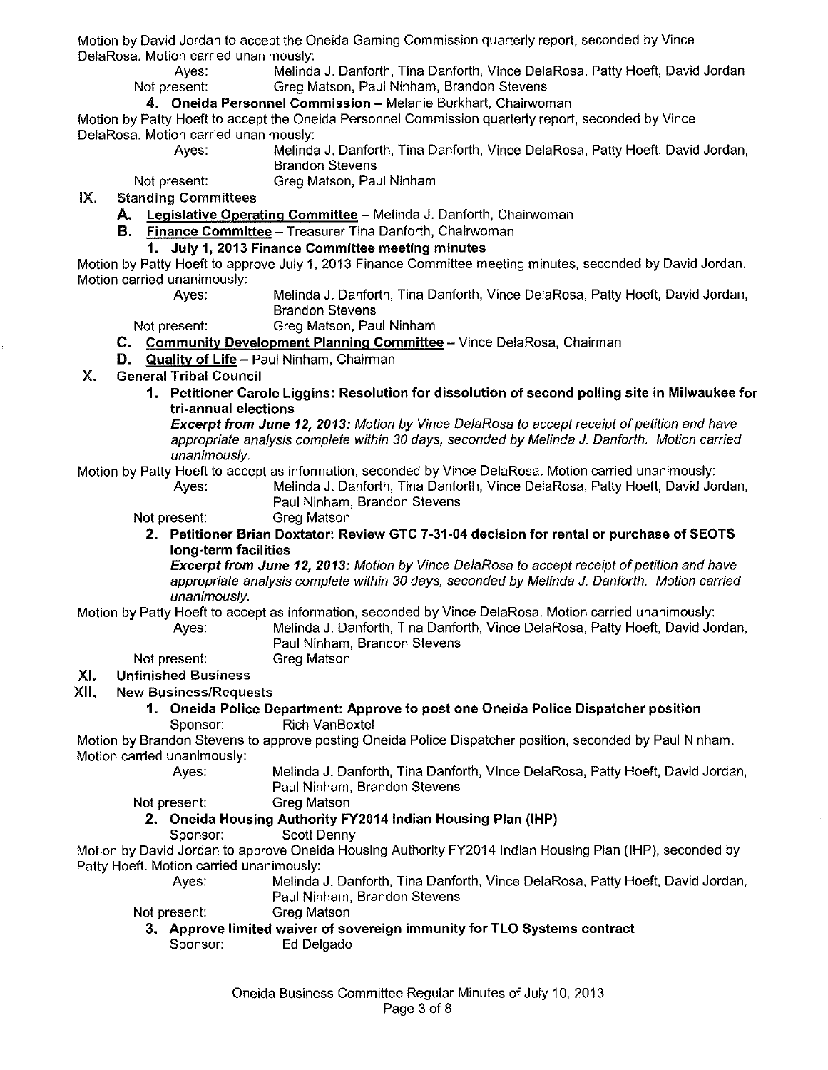Motion by David Jordan to accept the Oneida Gaming Commission quarterly report, seconded by Vince DelaRosa. Motion carried unanimously:

Ayes: Melinda J. Danforth, Tina Danforth, Vince DelaRosa, Patty Hoeft, David Jordan
Not present: Greg Matson, Paul Ninham, Brandon Stevens

**4. Oneida Personnel Commission** – Melanie Burkhart, Chairwoman

Motion by Patty Hoeft to accept the Oneida Personnel Commission quarterly report, seconded by Vince DelaRosa. Motion carried unanimously:

Ayes: Melinda J. Danforth, Tina Danforth, Vince DelaRosa, Patty Hoeft, David Jordan, Brandon Stevens
Not present: Greg Matson, Paul Ninham

## IX. Standing Committees

**A. Legislative Operating Committee** – Melinda J. Danforth, Chairwoman

**B. Finance Committee** – Treasurer Tina Danforth, Chairwoman

**1. July 1, 2013 Finance Committee meeting minutes**

Motion by Patty Hoeft to approve July 1, 2013 Finance Committee meeting minutes, seconded by David Jordan. Motion carried unanimously:

Ayes: Melinda J. Danforth, Tina Danforth, Vince DelaRosa, Patty Hoeft, David Jordan, Brandon Stevens
Not present: Greg Matson, Paul Ninham

**C. Community Development Planning Committee** – Vince DelaRosa, Chairman

**D. Quality of Life** – Paul Ninham, Chairman

## X. General Tribal Council

**1. Petitioner Carole Liggins: Resolution for dissolution of second polling site in Milwaukee for tri-annual elections**

***Excerpt from June 12, 2013:*** *Motion by Vince DelaRosa to accept receipt of petition and have appropriate analysis complete within 30 days, seconded by Melinda J. Danforth. Motion carried unanimously.*

Motion by Patty Hoeft to accept as information, seconded by Vince DelaRosa. Motion carried unanimously:

Ayes: Melinda J. Danforth, Tina Danforth, Vince DelaRosa, Patty Hoeft, David Jordan, Paul Ninham, Brandon Stevens
Not present: Greg Matson

**2. Petitioner Brian Doxtator: Review GTC 7-31-04 decision for rental or purchase of SEOTS long-term facilities**

***Excerpt from June 12, 2013:*** *Motion by Vince DelaRosa to accept receipt of petition and have appropriate analysis complete within 30 days, seconded by Melinda J. Danforth. Motion carried unanimously.*

Motion by Patty Hoeft to accept as information, seconded by Vince DelaRosa. Motion carried unanimously:

Ayes: Melinda J. Danforth, Tina Danforth, Vince DelaRosa, Patty Hoeft, David Jordan, Paul Ninham, Brandon Stevens
Not present: Greg Matson

## XI. Unfinished Business

## XII. New Business/Requests

**1. Oneida Police Department: Approve to post one Oneida Police Dispatcher position**

Sponsor: Rich VanBoxtel

Motion by Brandon Stevens to approve posting Oneida Police Dispatcher position, seconded by Paul Ninham. Motion carried unanimously:

Ayes: Melinda J. Danforth, Tina Danforth, Vince DelaRosa, Patty Hoeft, David Jordan, Paul Ninham, Brandon Stevens
Not present: Greg Matson

**2. Oneida Housing Authority FY2014 Indian Housing Plan (IHP)**

Sponsor: Scott Denny

Motion by David Jordan to approve Oneida Housing Authority FY2014 Indian Housing Plan (IHP), seconded by Patty Hoeft. Motion carried unanimously:

Ayes: Melinda J. Danforth, Tina Danforth, Vince DelaRosa, Patty Hoeft, David Jordan, Paul Ninham, Brandon Stevens
Not present: Greg Matson

**3. Approve limited waiver of sovereign immunity for TLO Systems contract**

Sponsor: Ed Delgado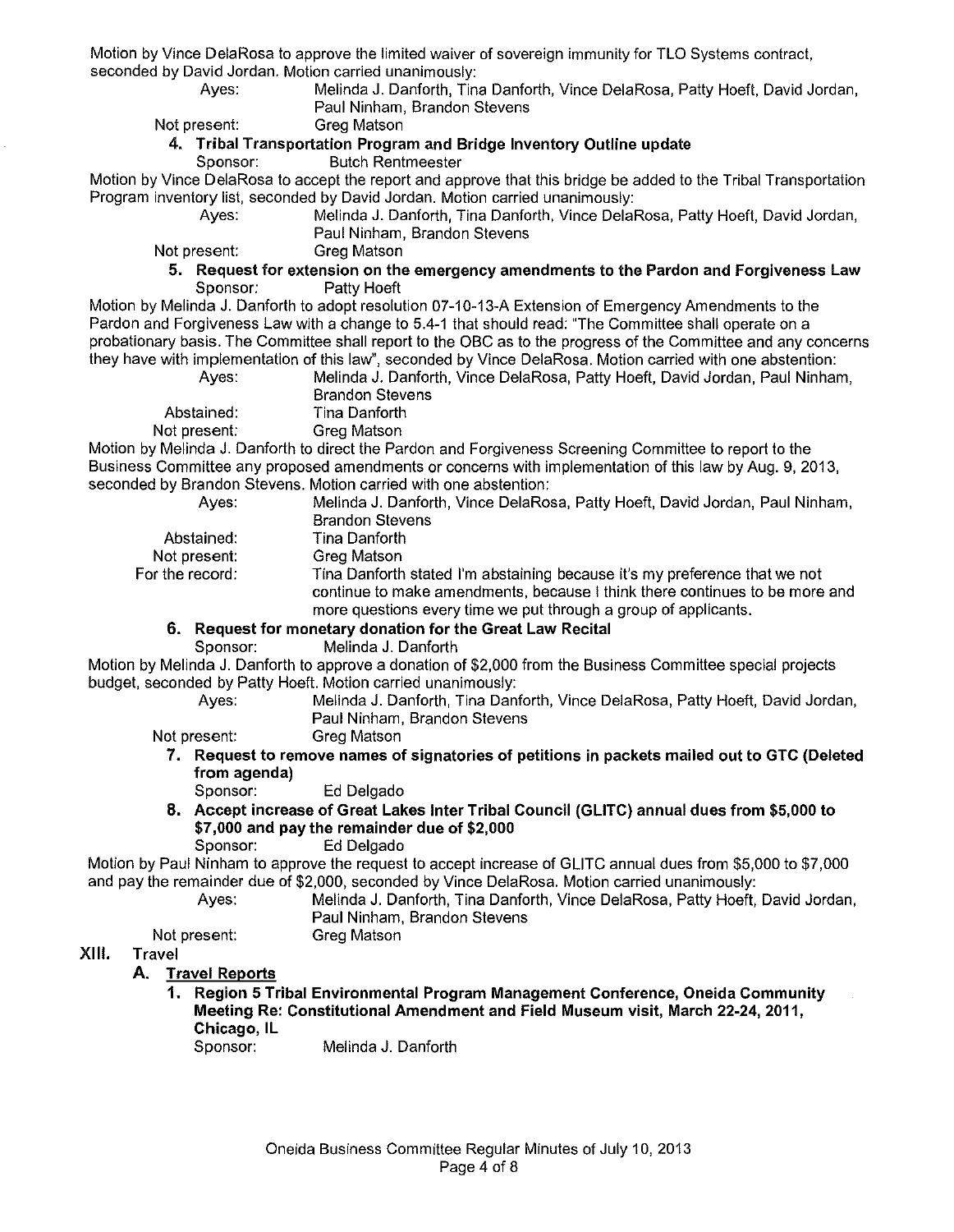Motion by Vince DelaRosa to approve the limited waiver of sovereign immunity for TLO Systems contract, seconded by David Jordan. Motion carried unanimously:

Ayes: Melinda J. Danforth, Tina Danforth, Vince DelaRosa, Patty Hoeft, David Jordan, Paul Ninham, Brandon Stevens

Not present: Greg Matson

**4. Tribal Transportation Program and Bridge Inventory Outline update**

Sponsor: Butch Rentmeester

Motion by Vince DelaRosa to accept the report and approve that this bridge be added to the Tribal Transportation Program inventory list, seconded by David Jordan. Motion carried unanimously:

Ayes: Melinda J. Danforth, Tina Danforth, Vince DelaRosa, Patty Hoeft, David Jordan, Paul Ninham, Brandon Stevens

Not present: Greg Matson

**5. Request for extension on the emergency amendments to the Pardon and Forgiveness Law**

Sponsor: Patty Hoeft

Motion by Melinda J. Danforth to adopt resolution 07-10-13-A Extension of Emergency Amendments to the Pardon and Forgiveness Law with a change to 5.4-1 that should read: "The Committee shall operate on a probationary basis. The Committee shall report to the OBC as to the progress of the Committee and any concerns they have with implementation of this law", seconded by Vince DelaRosa. Motion carried with one abstention:

Ayes: Melinda J. Danforth, Vince DelaRosa, Patty Hoeft, David Jordan, Paul Ninham, Brandon Stevens

Abstained: Tina Danforth

Not present: Greg Matson

Motion by Melinda J. Danforth to direct the Pardon and Forgiveness Screening Committee to report to the Business Committee any proposed amendments or concerns with implementation of this law by Aug. 9, 2013, seconded by Brandon Stevens. Motion carried with one abstention:

Ayes: Melinda J. Danforth, Vince DelaRosa, Patty Hoeft, David Jordan, Paul Ninham, Brandon Stevens

Abstained: Tina Danforth

Not present: Greg Matson

For the record: Tina Danforth stated I'm abstaining because it's my preference that we not continue to make amendments, because I think there continues to be more and more questions every time we put through a group of applicants.

**6. Request for monetary donation for the Great Law Recital**

Sponsor: Melinda J. Danforth

Motion by Melinda J. Danforth to approve a donation of $2,000 from the Business Committee special projects budget, seconded by Patty Hoeft. Motion carried unanimously:

Ayes: Melinda J. Danforth, Tina Danforth, Vince DelaRosa, Patty Hoeft, David Jordan, Paul Ninham, Brandon Stevens

Not present: Greg Matson

**7. Request to remove names of signatories of petitions in packets mailed out to GTC (Deleted from agenda)**

Sponsor: Ed Delgado

**8. Accept increase of Great Lakes Inter Tribal Council (GLITC) annual dues from $5,000 to $7,000 and pay the remainder due of $2,000**

Sponsor: Ed Delgado

Motion by Paul Ninham to approve the request to accept increase of GLITC annual dues from $5,000 to $7,000 and pay the remainder due of $2,000, seconded by Vince DelaRosa. Motion carried unanimously:

Ayes: Melinda J. Danforth, Tina Danforth, Vince DelaRosa, Patty Hoeft, David Jordan, Paul Ninham, Brandon Stevens

Not present: Greg Matson

## XIII. Travel

### A. Travel Reports

**1. Region 5 Tribal Environmental Program Management Conference, Oneida Community Meeting Re: Constitutional Amendment and Field Museum visit, March 22-24, 2011, Chicago, IL**

Sponsor: Melinda J. Danforth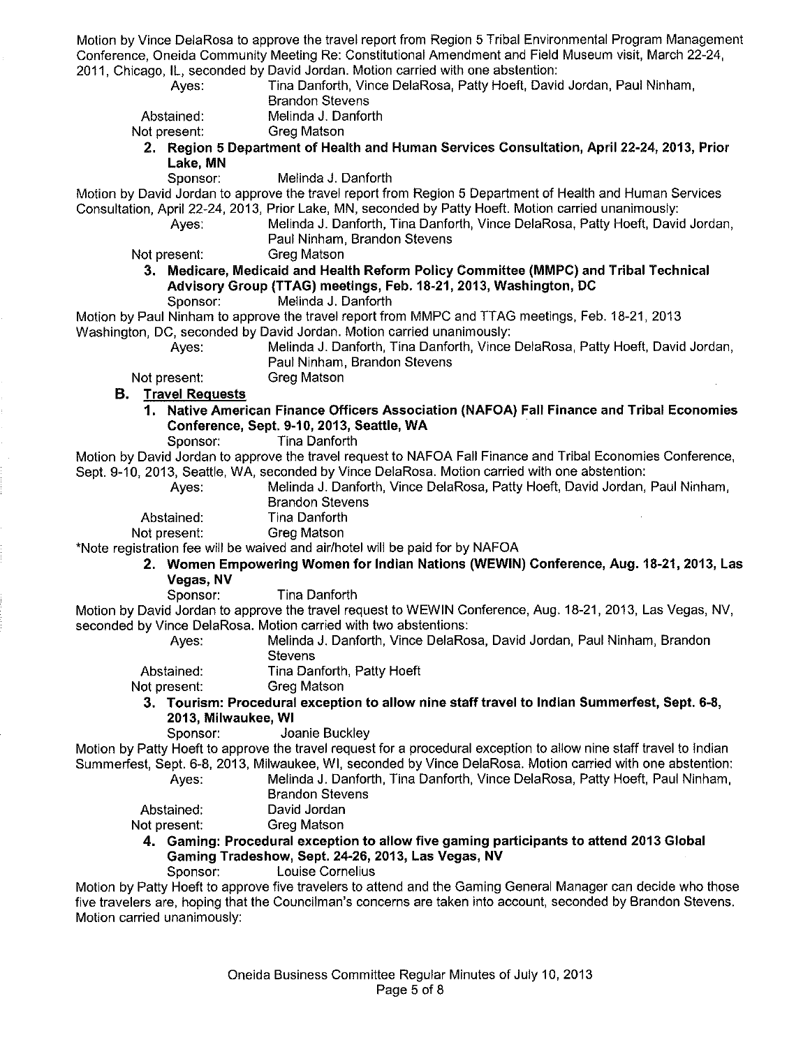Motion by Vince DelaRosa to approve the travel report from Region 5 Tribal Environmental Program Management Conference, Oneida Community Meeting Re: Constitutional Amendment and Field Museum visit, March 22-24, 2011, Chicago, IL, seconded by David Jordan. Motion carried with one abstention:

Ayes: Tina Danforth, Vince DelaRosa, Patty Hoeft, David Jordan, Paul Ninham, Brandon Stevens
Abstained: Melinda J. Danforth
Not present: Greg Matson

2. **Region 5 Department of Health and Human Services Consultation, April 22-24, 2013, Prior Lake, MN**
   Sponsor: Melinda J. Danforth

Motion by David Jordan to approve the travel report from Region 5 Department of Health and Human Services Consultation, April 22-24, 2013, Prior Lake, MN, seconded by Patty Hoeft. Motion carried unanimously:

Ayes: Melinda J. Danforth, Tina Danforth, Vince DelaRosa, Patty Hoeft, David Jordan, Paul Ninham, Brandon Stevens
Not present: Greg Matson

3. **Medicare, Medicaid and Health Reform Policy Committee (MMPC) and Tribal Technical Advisory Group (TTAG) meetings, Feb. 18-21, 2013, Washington, DC**
   Sponsor: Melinda J. Danforth

Motion by Paul Ninham to approve the travel report from MMPC and TTAG meetings, Feb. 18-21, 2013 Washington, DC, seconded by David Jordan. Motion carried unanimously:

Ayes: Melinda J. Danforth, Tina Danforth, Vince DelaRosa, Patty Hoeft, David Jordan, Paul Ninham, Brandon Stevens
Not present: Greg Matson

**B. Travel Requests**

1. **Native American Finance Officers Association (NAFOA) Fall Finance and Tribal Economies Conference, Sept. 9-10, 2013, Seattle, WA**
   Sponsor: Tina Danforth

Motion by David Jordan to approve the travel request to NAFOA Fall Finance and Tribal Economies Conference, Sept. 9-10, 2013, Seattle, WA, seconded by Vince DelaRosa. Motion carried with one abstention:

Ayes: Melinda J. Danforth, Vince DelaRosa, Patty Hoeft, David Jordan, Paul Ninham, Brandon Stevens
Abstained: Tina Danforth
Not present: Greg Matson

*Note registration fee will be waived and air/hotel will be paid for by NAFOA

2. **Women Empowering Women for Indian Nations (WEWIN) Conference, Aug. 18-21, 2013, Las Vegas, NV**
   Sponsor: Tina Danforth

Motion by David Jordan to approve the travel request to WEWIN Conference, Aug. 18-21, 2013, Las Vegas, NV, seconded by Vince DelaRosa. Motion carried with two abstentions:

Ayes: Melinda J. Danforth, Vince DelaRosa, David Jordan, Paul Ninham, Brandon Stevens
Abstained: Tina Danforth, Patty Hoeft
Not present: Greg Matson

3. **Tourism: Procedural exception to allow nine staff travel to Indian Summerfest, Sept. 6-8, 2013, Milwaukee, WI**
   Sponsor: Joanie Buckley

Motion by Patty Hoeft to approve the travel request for a procedural exception to allow nine staff travel to Indian Summerfest, Sept. 6-8, 2013, Milwaukee, WI, seconded by Vince DelaRosa. Motion carried with one abstention:

Ayes: Melinda J. Danforth, Tina Danforth, Vince DelaRosa, Patty Hoeft, Paul Ninham, Brandon Stevens
Abstained: David Jordan
Not present: Greg Matson

4. **Gaming: Procedural exception to allow five gaming participants to attend 2013 Global Gaming Tradeshow, Sept. 24-26, 2013, Las Vegas, NV**
   Sponsor: Louise Cornelius

Motion by Patty Hoeft to approve five travelers to attend and the Gaming General Manager can decide who those five travelers are, hoping that the Councilman's concerns are taken into account, seconded by Brandon Stevens. Motion carried unanimously: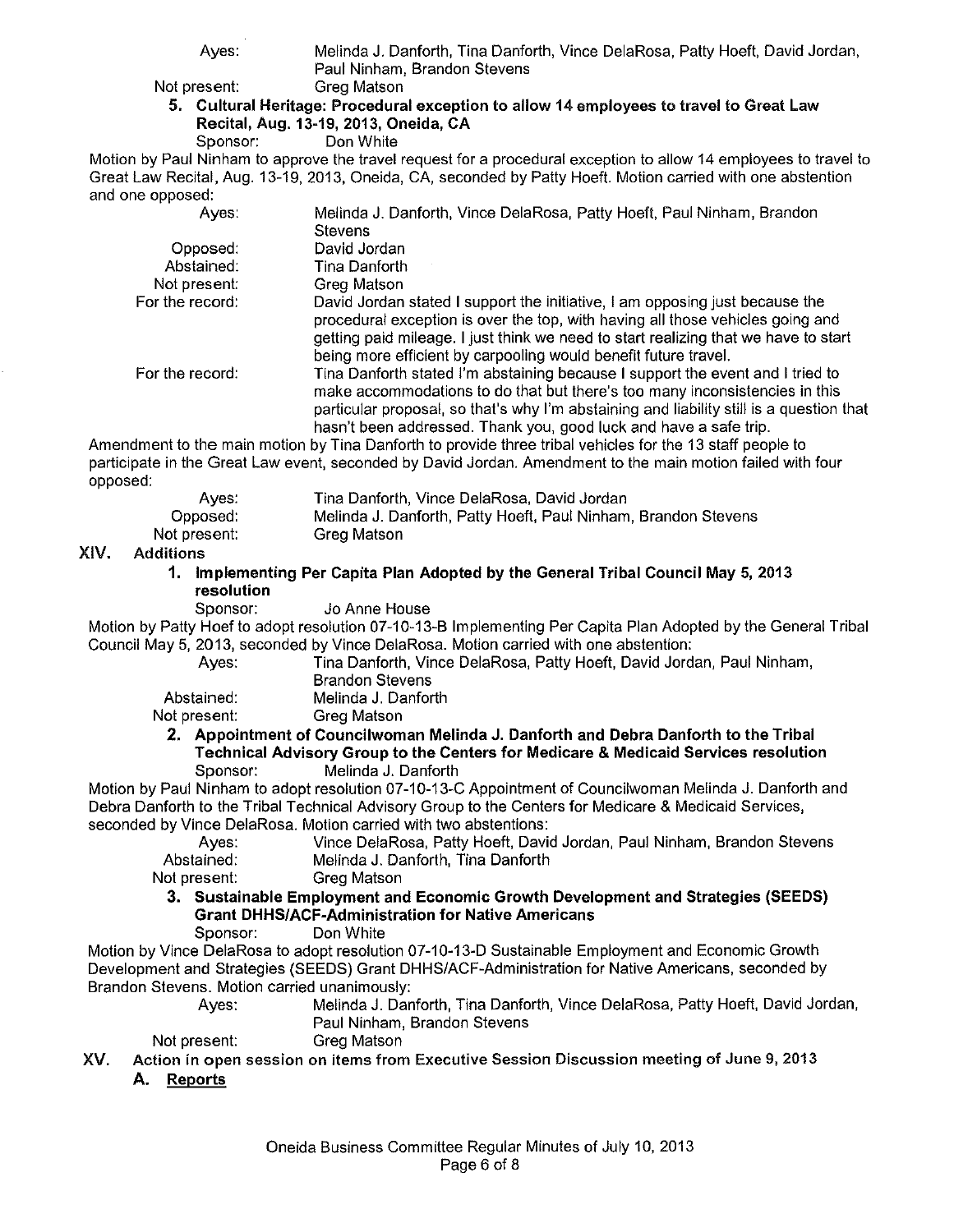Ayes: Melinda J. Danforth, Tina Danforth, Vince DelaRosa, Patty Hoeft, David Jordan, Paul Ninham, Brandon Stevens

Not present: Greg Matson

**5. Cultural Heritage: Procedural exception to allow 14 employees to travel to Great Law Recital, Aug. 13-19, 2013, Oneida, CA**

Sponsor: Don White

Motion by Paul Ninham to approve the travel request for a procedural exception to allow 14 employees to travel to Great Law Recital, Aug. 13-19, 2013, Oneida, CA, seconded by Patty Hoeft. Motion carried with one abstention and one opposed:

Ayes: Melinda J. Danforth, Vince DelaRosa, Patty Hoeft, Paul Ninham, Brandon Stevens

Opposed: David Jordan

Abstained: Tina Danforth

Not present: Greg Matson

For the record: David Jordan stated I support the initiative, I am opposing just because the procedural exception is over the top, with having all those vehicles going and getting paid mileage. I just think we need to start realizing that we have to start being more efficient by carpooling would benefit future travel.

For the record: Tina Danforth stated I'm abstaining because I support the event and I tried to make accommodations to do that but there's too many inconsistencies in this particular proposal, so that's why I'm abstaining and liability still is a question that hasn't been addressed. Thank you, good luck and have a safe trip.

Amendment to the main motion by Tina Danforth to provide three tribal vehicles for the 13 staff people to participate in the Great Law event, seconded by David Jordan. Amendment to the main motion failed with four opposed:

Ayes: Tina Danforth, Vince DelaRosa, David Jordan

Opposed: Melinda J. Danforth, Patty Hoeft, Paul Ninham, Brandon Stevens

Not present: Greg Matson

## XIV. Additions

**1. Implementing Per Capita Plan Adopted by the General Tribal Council May 5, 2013 resolution**

Sponsor: Jo Anne House

Motion by Patty Hoef to adopt resolution 07-10-13-B Implementing Per Capita Plan Adopted by the General Tribal Council May 5, 2013, seconded by Vince DelaRosa. Motion carried with one abstention:

Ayes: Tina Danforth, Vince DelaRosa, Patty Hoeft, David Jordan, Paul Ninham, Brandon Stevens

Abstained: Melinda J. Danforth

Not present: Greg Matson

**2. Appointment of Councilwoman Melinda J. Danforth and Debra Danforth to the Tribal Technical Advisory Group to the Centers for Medicare & Medicaid Services resolution**

Sponsor: Melinda J. Danforth

Motion by Paul Ninham to adopt resolution 07-10-13-C Appointment of Councilwoman Melinda J. Danforth and Debra Danforth to the Tribal Technical Advisory Group to the Centers for Medicare & Medicaid Services, seconded by Vince DelaRosa. Motion carried with two abstentions:

Ayes: Vince DelaRosa, Patty Hoeft, David Jordan, Paul Ninham, Brandon Stevens

Abstained: Melinda J. Danforth, Tina Danforth

Not present: Greg Matson

**3. Sustainable Employment and Economic Growth Development and Strategies (SEEDS) Grant DHHS/ACF-Administration for Native Americans**

Sponsor: Don White

Motion by Vince DelaRosa to adopt resolution 07-10-13-D Sustainable Employment and Economic Growth Development and Strategies (SEEDS) Grant DHHS/ACF-Administration for Native Americans, seconded by Brandon Stevens. Motion carried unanimously:

Ayes: Melinda J. Danforth, Tina Danforth, Vince DelaRosa, Patty Hoeft, David Jordan, Paul Ninham, Brandon Stevens

Not present: Greg Matson

## XV. Action in open session on items from Executive Session Discussion meeting of June 9, 2013

### A. Reports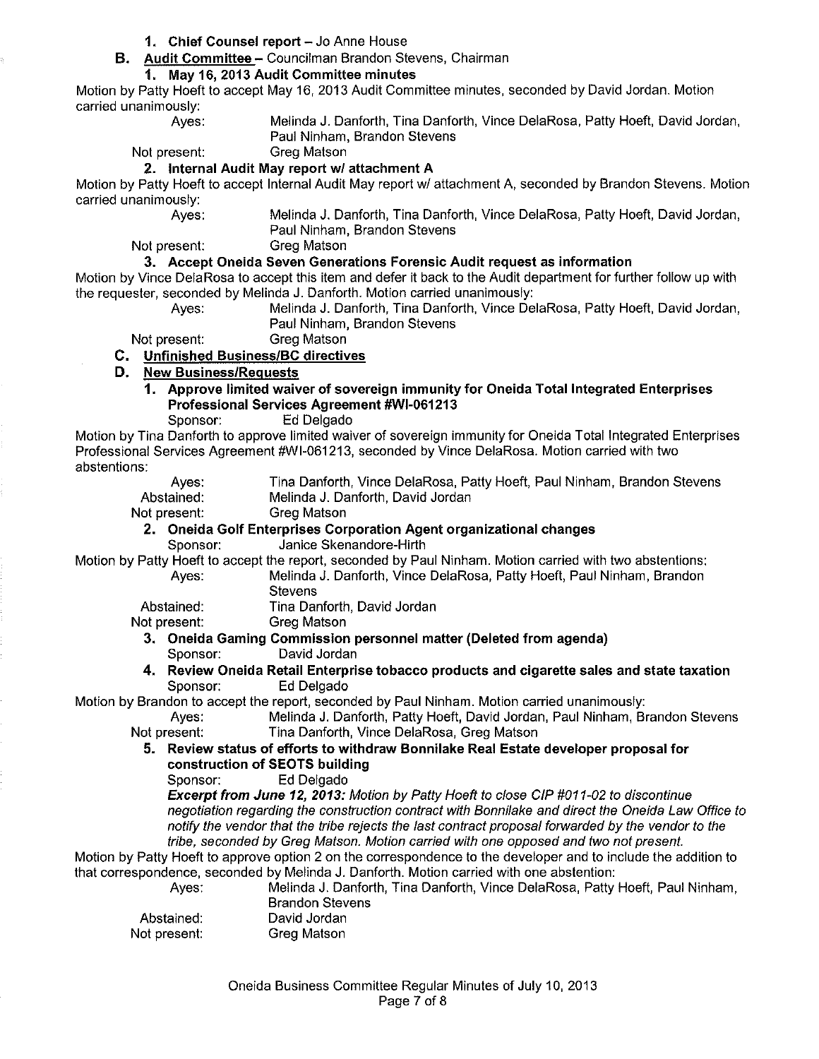1. **Chief Counsel report** – Jo Anne House

**B. Audit Committee** – Councilman Brandon Stevens, Chairman

**1. May 16, 2013 Audit Committee minutes**

Motion by Patty Hoeft to accept May 16, 2013 Audit Committee minutes, seconded by David Jordan. Motion carried unanimously:

Ayes: Melinda J. Danforth, Tina Danforth, Vince DelaRosa, Patty Hoeft, David Jordan, Paul Ninham, Brandon Stevens
Not present: Greg Matson

**2. Internal Audit May report w/ attachment A**

Motion by Patty Hoeft to accept Internal Audit May report w/ attachment A, seconded by Brandon Stevens. Motion carried unanimously:

Ayes: Melinda J. Danforth, Tina Danforth, Vince DelaRosa, Patty Hoeft, David Jordan, Paul Ninham, Brandon Stevens
Not present: Greg Matson

**3. Accept Oneida Seven Generations Forensic Audit request as information**

Motion by Vince DelaRosa to accept this item and defer it back to the Audit department for further follow up with the requester, seconded by Melinda J. Danforth. Motion carried unanimously:

Ayes: Melinda J. Danforth, Tina Danforth, Vince DelaRosa, Patty Hoeft, David Jordan, Paul Ninham, Brandon Stevens
Not present: Greg Matson

**C. Unfinished Business/BC directives**

**D. New Business/Requests**

**1. Approve limited waiver of sovereign immunity for Oneida Total Integrated Enterprises Professional Services Agreement #WI-061213**

Sponsor: Ed Delgado

Motion by Tina Danforth to approve limited waiver of sovereign immunity for Oneida Total Integrated Enterprises Professional Services Agreement #WI-061213, seconded by Vince DelaRosa. Motion carried with two abstentions:

Ayes: Tina Danforth, Vince DelaRosa, Patty Hoeft, Paul Ninham, Brandon Stevens
Abstained: Melinda J. Danforth, David Jordan
Not present: Greg Matson

**2. Oneida Golf Enterprises Corporation Agent organizational changes**

Sponsor: Janice Skenandore-Hirth

Motion by Patty Hoeft to accept the report, seconded by Paul Ninham. Motion carried with two abstentions:

Ayes: Melinda J. Danforth, Vince DelaRosa, Patty Hoeft, Paul Ninham, Brandon Stevens
Abstained: Tina Danforth, David Jordan
Not present: Greg Matson

**3. Oneida Gaming Commission personnel matter (Deleted from agenda)**

Sponsor: David Jordan

**4. Review Oneida Retail Enterprise tobacco products and cigarette sales and state taxation**

Sponsor: Ed Delgado

Motion by Brandon to accept the report, seconded by Paul Ninham. Motion carried unanimously:

Ayes: Melinda J. Danforth, Patty Hoeft, David Jordan, Paul Ninham, Brandon Stevens
Not present: Tina Danforth, Vince DelaRosa, Greg Matson

**5. Review status of efforts to withdraw Bonnilake Real Estate developer proposal for construction of SEOTS building**

Sponsor: Ed Delgado

***Excerpt from June 12, 2013:*** *Motion by Patty Hoeft to close CIP #011-02 to discontinue negotiation regarding the construction contract with Bonnilake and direct the Oneida Law Office to notify the vendor that the tribe rejects the last contract proposal forwarded by the vendor to the tribe, seconded by Greg Matson. Motion carried with one opposed and two not present.*

Motion by Patty Hoeft to approve option 2 on the correspondence to the developer and to include the addition to that correspondence, seconded by Melinda J. Danforth. Motion carried with one abstention:

Ayes: Melinda J. Danforth, Tina Danforth, Vince DelaRosa, Patty Hoeft, Paul Ninham, Brandon Stevens
Abstained: David Jordan
Not present: Greg Matson

Oneida Business Committee Regular Minutes of July 10, 2013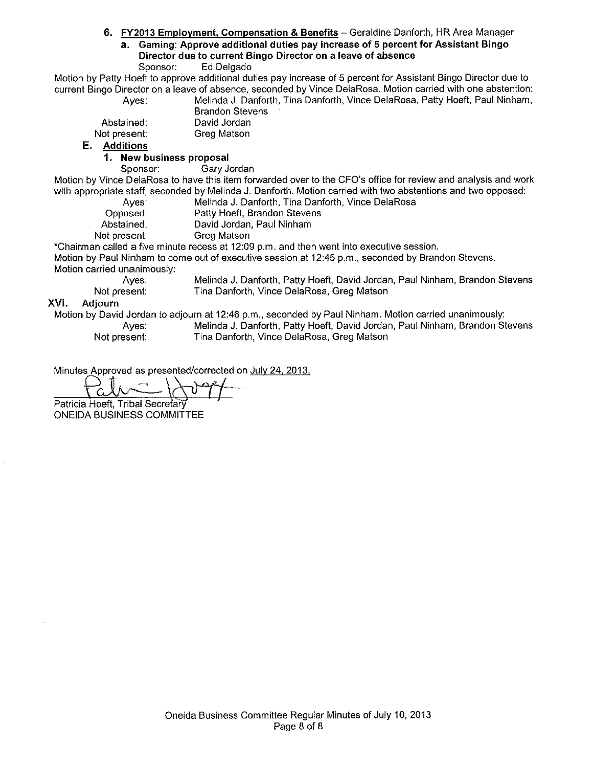6. **FY2013 Employment, Compensation & Benefits** – Geraldine Danforth, HR Area Manager

a. **Gaming: Approve additional duties pay increase of 5 percent for Assistant Bingo Director due to current Bingo Director on a leave of absence**

Sponsor: Ed Delgado

Motion by Patty Hoeft to approve additional duties pay increase of 5 percent for Assistant Bingo Director due to current Bingo Director on a leave of absence, seconded by Vince DelaRosa. Motion carried with one abstention:

Ayes: Melinda J. Danforth, Tina Danforth, Vince DelaRosa, Patty Hoeft, Paul Ninham, Brandon Stevens
Abstained: David Jordan
Not present: Greg Matson

**E. Additions**

**1. New business proposal**

Sponsor: Gary Jordan

Motion by Vince DelaRosa to have this item forwarded over to the CFO's office for review and analysis and work with appropriate staff, seconded by Melinda J. Danforth. Motion carried with two abstentions and two opposed:

Ayes: Melinda J. Danforth, Tina Danforth, Vince DelaRosa
Opposed: Patty Hoeft, Brandon Stevens
Abstained: David Jordan, Paul Ninham
Not present: Greg Matson

*Chairman called a five minute recess at 12:09 p.m. and then went into executive session.

Motion by Paul Ninham to come out of executive session at 12:45 p.m., seconded by Brandon Stevens. Motion carried unanimously:

Ayes: Melinda J. Danforth, Patty Hoeft, David Jordan, Paul Ninham, Brandon Stevens
Not present: Tina Danforth, Vince DelaRosa, Greg Matson

**XVI. Adjourn**

Motion by David Jordan to adjourn at 12:46 p.m., seconded by Paul Ninham. Motion carried unanimously:

Ayes: Melinda J. Danforth, Patty Hoeft, David Jordan, Paul Ninham, Brandon Stevens
Not present: Tina Danforth, Vince DelaRosa, Greg Matson

Minutes Approved as presented/corrected on July 24, 2013.

Patricia Hoeft, Tribal Secretary
ONEIDA BUSINESS COMMITTEE